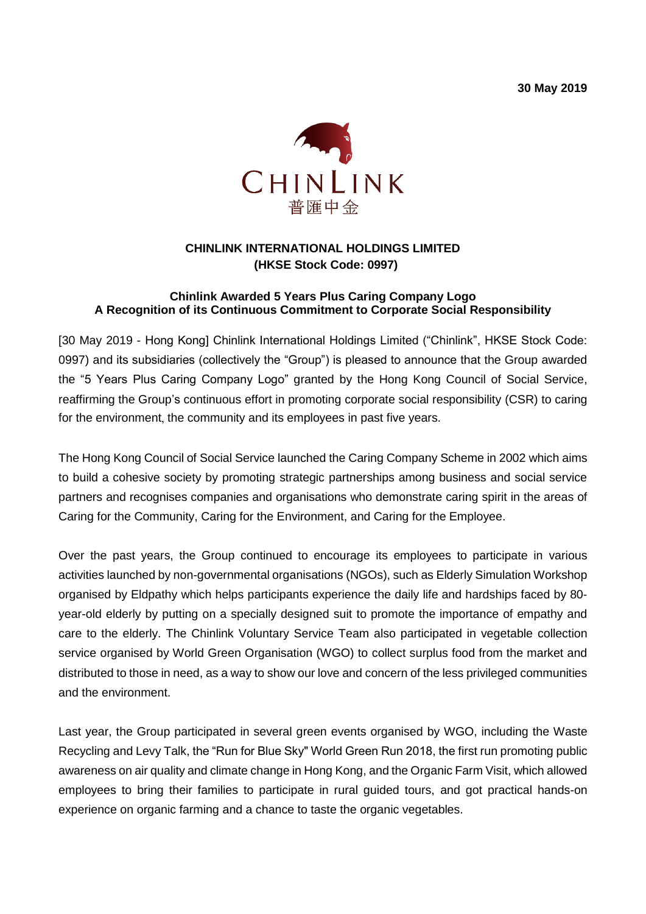**30 May 2019**

CHINLINK
普匯中金

## CHINLINK INTERNATIONAL HOLDINGS LIMITED
## (HKSE Stock Code: 0997)

### Chinlink Awarded 5 Years Plus Caring Company Logo
### A Recognition of its Continuous Commitment to Corporate Social Responsibility

[30 May 2019 - Hong Kong] Chinlink International Holdings Limited ("Chinlink", HKSE Stock Code: 0997) and its subsidiaries (collectively the "Group") is pleased to announce that the Group awarded the "5 Years Plus Caring Company Logo" granted by the Hong Kong Council of Social Service, reaffirming the Group's continuous effort in promoting corporate social responsibility (CSR) to caring for the environment, the community and its employees in past five years.

The Hong Kong Council of Social Service launched the Caring Company Scheme in 2002 which aims to build a cohesive society by promoting strategic partnerships among business and social service partners and recognises companies and organisations who demonstrate caring spirit in the areas of Caring for the Community, Caring for the Environment, and Caring for the Employee.

Over the past years, the Group continued to encourage its employees to participate in various activities launched by non-governmental organisations (NGOs), such as Elderly Simulation Workshop organised by Eldpathy which helps participants experience the daily life and hardships faced by 80-year-old elderly by putting on a specially designed suit to promote the importance of empathy and care to the elderly. The Chinlink Voluntary Service Team also participated in vegetable collection service organised by World Green Organisation (WGO) to collect surplus food from the market and distributed to those in need, as a way to show our love and concern of the less privileged communities and the environment.

Last year, the Group participated in several green events organised by WGO, including the Waste Recycling and Levy Talk, the "Run for Blue Sky" World Green Run 2018, the first run promoting public awareness on air quality and climate change in Hong Kong, and the Organic Farm Visit, which allowed employees to bring their families to participate in rural guided tours, and got practical hands-on experience on organic farming and a chance to taste the organic vegetables.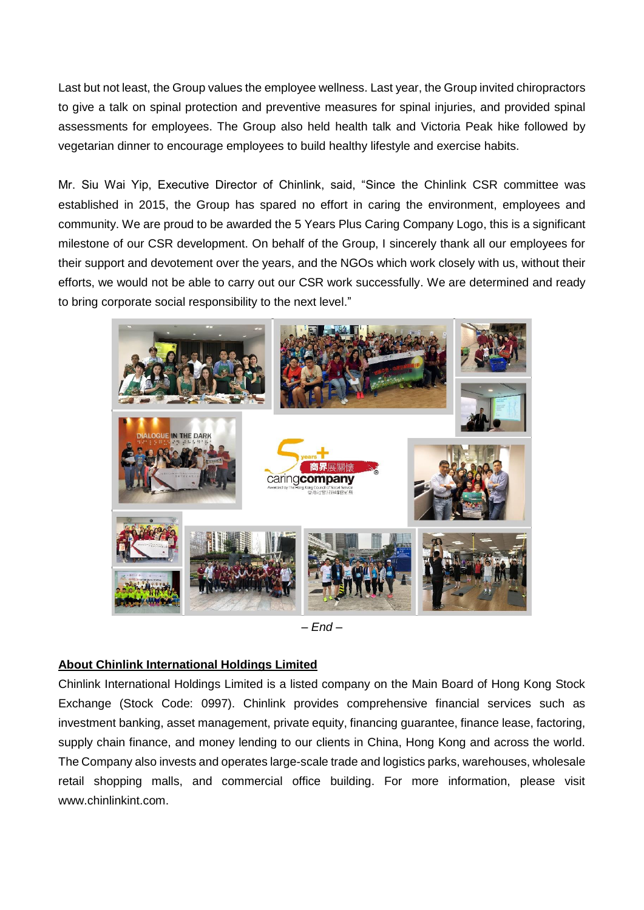Last but not least, the Group values the employee wellness. Last year, the Group invited chiropractors to give a talk on spinal protection and preventive measures for spinal injuries, and provided spinal assessments for employees. The Group also held health talk and Victoria Peak hike followed by vegetarian dinner to encourage employees to build healthy lifestyle and exercise habits.

Mr. Siu Wai Yip, Executive Director of Chinlink, said, "Since the Chinlink CSR committee was established in 2015, the Group has spared no effort in caring the environment, employees and community. We are proud to be awarded the 5 Years Plus Caring Company Logo, this is a significant milestone of our CSR development. On behalf of the Group, I sincerely thank all our employees for their support and devotement over the years, and the NGOs which work closely with us, without their efforts, we would not be able to carry out our CSR work successfully. We are determined and ready to bring corporate social responsibility to the next level."

*– End –*

## About Chinlink International Holdings Limited

Chinlink International Holdings Limited is a listed company on the Main Board of Hong Kong Stock Exchange (Stock Code: 0997). Chinlink provides comprehensive financial services such as investment banking, asset management, private equity, financing guarantee, finance lease, factoring, supply chain finance, and money lending to our clients in China, Hong Kong and across the world. The Company also invests and operates large-scale trade and logistics parks, warehouses, wholesale retail shopping malls, and commercial office building. For more information, please visit www.chinlinkint.com.